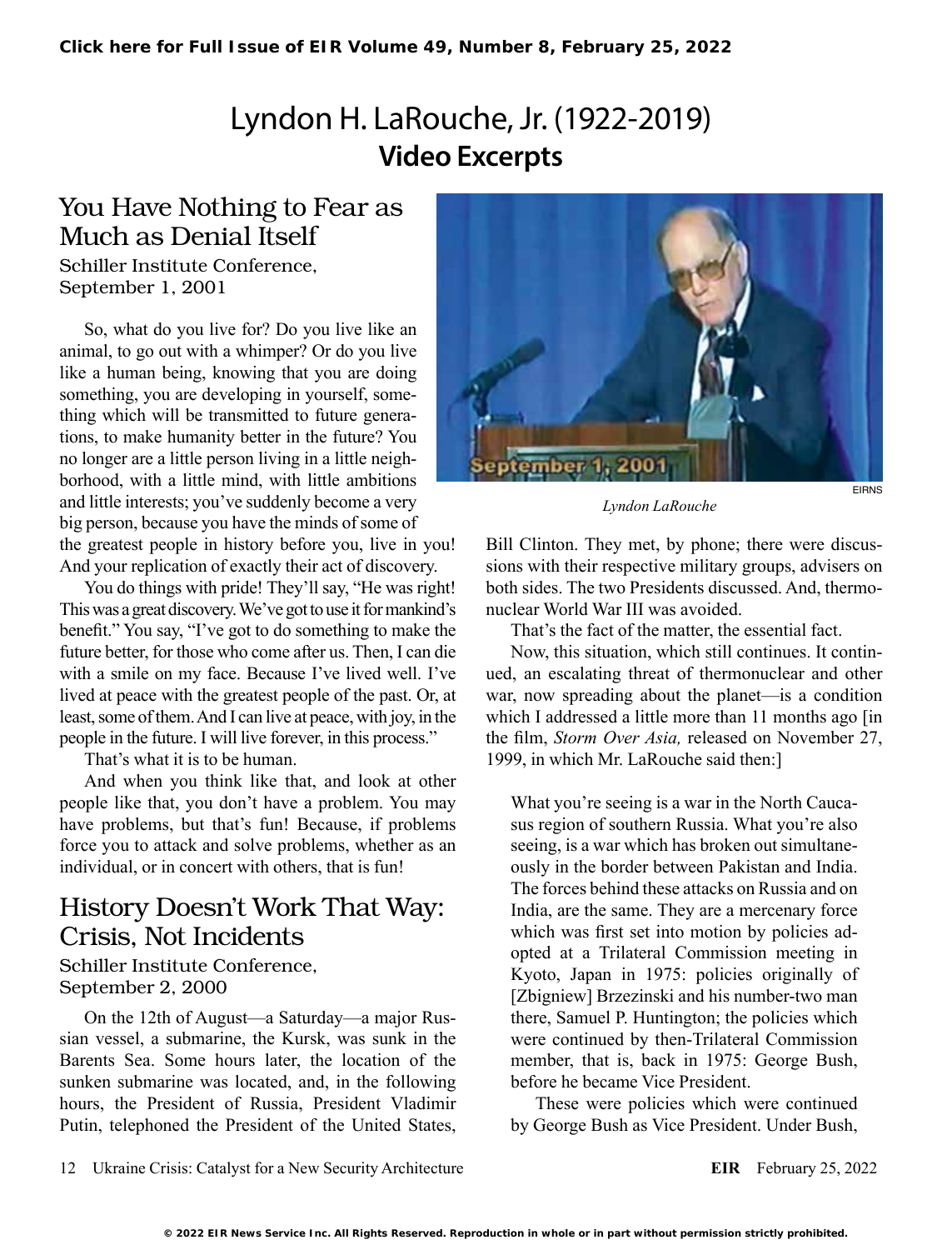# Lyndon H. LaRouche, Jr. (1922-2019)
## Video Excerpts

## You Have Nothing to Fear as Much as Denial Itself

Schiller Institute Conference,
September 1, 2001

So, what do you live for? Do you live like an animal, to go out with a whimper? Or do you live like a human being, knowing that you are doing something, you are developing in yourself, something which will be transmitted to future generations, to make humanity better in the future? You no longer are a little person living in a little neighborhood, with a little mind, with little ambitions and little interests; you've suddenly become a very big person, because you have the minds of some of the greatest people in history before you, live in you! And your replication of exactly their act of discovery.

You do things with pride! They'll say, "He was right! This was a great discovery. We've got to use it for mankind's benefit." You say, "I've got to do something to make the future better, for those who come after us. Then, I can die with a smile on my face. Because I've lived well. I've lived at peace with the greatest people of the past. Or, at least, some of them. And I can live at peace, with joy, in the people in the future. I will live forever, in this process."

That's what it is to be human.

And when you think like that, and look at other people like that, you don't have a problem. You may have problems, but that's fun! Because, if problems force you to attack and solve problems, whether as an individual, or in concert with others, that is fun!

## History Doesn't Work That Way: Crisis, Not Incidents

Schiller Institute Conference,
September 2, 2000

On the 12th of August—a Saturday—a major Russian vessel, a submarine, the Kursk, was sunk in the Barents Sea. Some hours later, the location of the sunken submarine was located, and, in the following hours, the President of Russia, President Vladimir Putin, telephoned the President of the United States, Bill Clinton. They met, by phone; there were discussions with their respective military groups, advisers on both sides. The two Presidents discussed. And, thermonuclear World War III was avoided.

*Lyndon LaRouche*

That's the fact of the matter, the essential fact.

Now, this situation, which still continues. It continued, an escalating threat of thermonuclear and other war, now spreading about the planet—is a condition which I addressed a little more than 11 months ago [in the film, *Storm Over Asia,* released on November 27, 1999, in which Mr. LaRouche said then:]

> What you're seeing is a war in the North Caucasus region of southern Russia. What you're also seeing, is a war which has broken out simultaneously in the border between Pakistan and India. The forces behind these attacks on Russia and on India, are the same. They are a mercenary force which was first set into motion by policies adopted at a Trilateral Commission meeting in Kyoto, Japan in 1975: policies originally of [Zbigniew] Brzezinski and his number-two man there, Samuel P. Huntington; the policies which were continued by then-Trilateral Commission member, that is, back in 1975: George Bush, before he became Vice President.
>
> These were policies which were continued by George Bush as Vice President. Under Bush,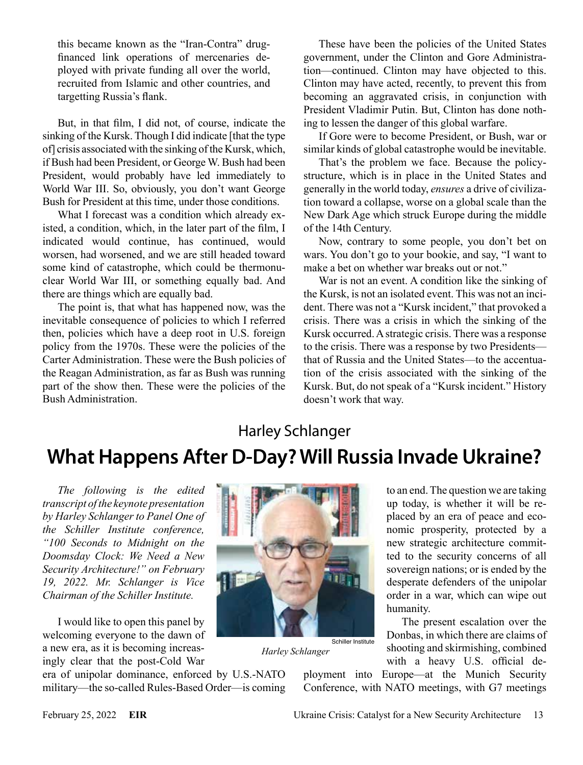this became known as the "Iran-Contra" drug-financed link operations of mercenaries deployed with private funding all over the world, recruited from Islamic and other countries, and targetting Russia's flank.

But, in that film, I did not, of course, indicate the sinking of the Kursk. Though I did indicate [that the type of] crisis associated with the sinking of the Kursk, which, if Bush had been President, or George W. Bush had been President, would probably have led immediately to World War III. So, obviously, you don't want George Bush for President at this time, under those conditions.

What I forecast was a condition which already existed, a condition, which, in the later part of the film, I indicated would continue, has continued, would worsen, had worsened, and we are still headed toward some kind of catastrophe, which could be thermonuclear World War III, or something equally bad. And there are things which are equally bad.

The point is, that what has happened now, was the inevitable consequence of policies to which I referred then, policies which have a deep root in U.S. foreign policy from the 1970s. These were the policies of the Carter Administration. These were the Bush policies of the Reagan Administration, as far as Bush was running part of the show then. These were the policies of the Bush Administration.

These have been the policies of the United States government, under the Clinton and Gore Administration—continued. Clinton may have objected to this. Clinton may have acted, recently, to prevent this from becoming an aggravated crisis, in conjunction with President Vladimir Putin. But, Clinton has done nothing to lessen the danger of this global warfare.

If Gore were to become President, or Bush, war or similar kinds of global catastrophe would be inevitable.

That's the problem we face. Because the policy-structure, which is in place in the United States and generally in the world today, *ensures* a drive of civilization toward a collapse, worse on a global scale than the New Dark Age which struck Europe during the middle of the 14th Century.

Now, contrary to some people, you don't bet on wars. You don't go to your bookie, and say, "I want to make a bet on whether war breaks out or not."

War is not an event. A condition like the sinking of the Kursk, is not an isolated event. This was not an incident. There was not a "Kursk incident," that provoked a crisis. There was a crisis in which the sinking of the Kursk occurred. A strategic crisis. There was a response to the crisis. There was a response by two Presidents—that of Russia and the United States—to the accentuation of the crisis associated with the sinking of the Kursk. But, do not speak of a "Kursk incident." History doesn't work that way.

Harley Schlanger

# What Happens After D-Day? Will Russia Invade Ukraine?

*The following is the edited transcript of the keynote presentation by Harley Schlanger to Panel One of the Schiller Institute conference, "100 Seconds to Midnight on the Doomsday Clock: We Need a New Security Architecture!" on February 19, 2022. Mr. Schlanger is Vice Chairman of the Schiller Institute.*

Schiller Institute

*Harley Schlanger*

I would like to open this panel by welcoming everyone to the dawn of a new era, as it is becoming increasingly clear that the post-Cold War era of unipolar dominance, enforced by U.S.-NATO military—the so-called Rules-Based Order—is coming to an end. The question we are taking up today, is whether it will be replaced by an era of peace and economic prosperity, protected by a new strategic architecture committed to the security concerns of all sovereign nations; or is ended by the desperate defenders of the unipolar order in a war, which can wipe out humanity.

The present escalation over the Donbas, in which there are claims of shooting and skirmishing, combined with a heavy U.S. official deployment into Europe—at the Munich Security Conference, with NATO meetings, with G7 meetings